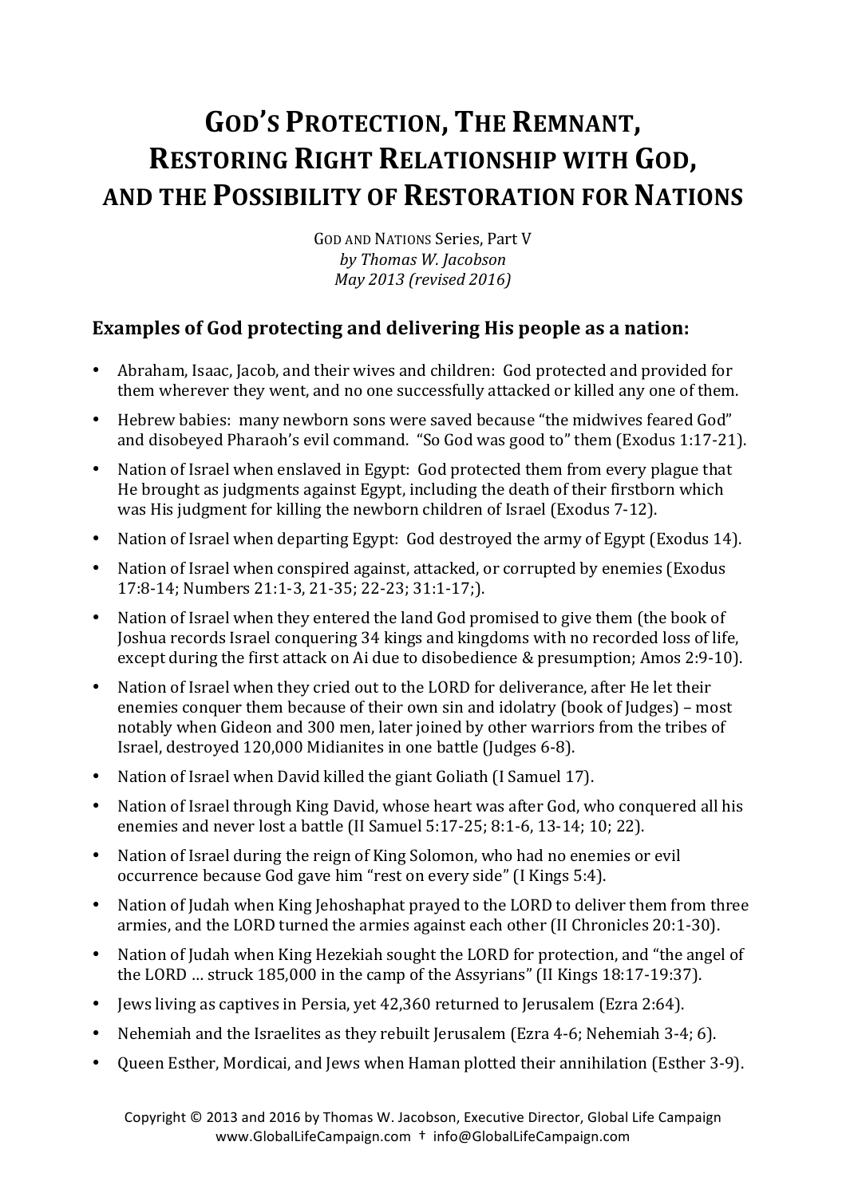# God's Protection, The Remnant, Restoring Right Relationship with God, and the Possibility of Restoration for Nations

God and Nations Series, Part V
*by Thomas W. Jacobson*
*May 2013 (revised 2016)*

## Examples of God protecting and delivering His people as a nation:

- Abraham, Isaac, Jacob, and their wives and children: God protected and provided for them wherever they went, and no one successfully attacked or killed any one of them.
- Hebrew babies: many newborn sons were saved because "the midwives feared God" and disobeyed Pharaoh's evil command. "So God was good to" them (Exodus 1:17-21).
- Nation of Israel when enslaved in Egypt: God protected them from every plague that He brought as judgments against Egypt, including the death of their firstborn which was His judgment for killing the newborn children of Israel (Exodus 7-12).
- Nation of Israel when departing Egypt: God destroyed the army of Egypt (Exodus 14).
- Nation of Israel when conspired against, attacked, or corrupted by enemies (Exodus 17:8-14; Numbers 21:1-3, 21-35; 22-23; 31:1-17;).
- Nation of Israel when they entered the land God promised to give them (the book of Joshua records Israel conquering 34 kings and kingdoms with no recorded loss of life, except during the first attack on Ai due to disobedience & presumption; Amos 2:9-10).
- Nation of Israel when they cried out to the LORD for deliverance, after He let their enemies conquer them because of their own sin and idolatry (book of Judges) – most notably when Gideon and 300 men, later joined by other warriors from the tribes of Israel, destroyed 120,000 Midianites in one battle (Judges 6-8).
- Nation of Israel when David killed the giant Goliath (I Samuel 17).
- Nation of Israel through King David, whose heart was after God, who conquered all his enemies and never lost a battle (II Samuel 5:17-25; 8:1-6, 13-14; 10; 22).
- Nation of Israel during the reign of King Solomon, who had no enemies or evil occurrence because God gave him "rest on every side" (I Kings 5:4).
- Nation of Judah when King Jehoshaphat prayed to the LORD to deliver them from three armies, and the LORD turned the armies against each other (II Chronicles 20:1-30).
- Nation of Judah when King Hezekiah sought the LORD for protection, and "the angel of the LORD … struck 185,000 in the camp of the Assyrians" (II Kings 18:17-19:37).
- Jews living as captives in Persia, yet 42,360 returned to Jerusalem (Ezra 2:64).
- Nehemiah and the Israelites as they rebuilt Jerusalem (Ezra 4-6; Nehemiah 3-4; 6).
- Queen Esther, Mordicai, and Jews when Haman plotted their annihilation (Esther 3-9).

Copyright © 2013 and 2016 by Thomas W. Jacobson, Executive Director, Global Life Campaign
www.GlobalLifeCampaign.com † info@GlobalLifeCampaign.com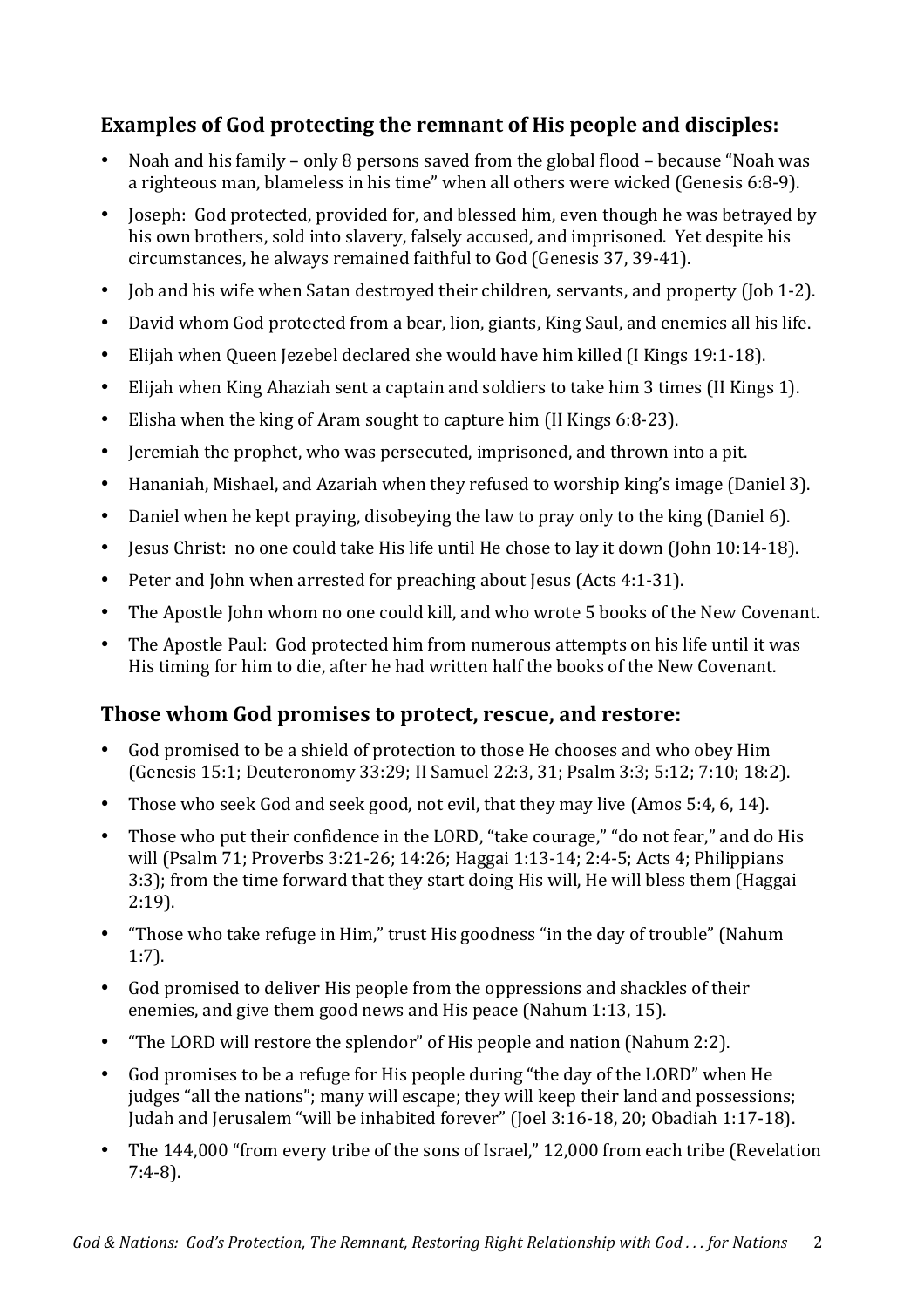### Examples of God protecting the remnant of His people and disciples:

- Noah and his family – only 8 persons saved from the global flood – because "Noah was a righteous man, blameless in his time" when all others were wicked (Genesis 6:8-9).
- Joseph: God protected, provided for, and blessed him, even though he was betrayed by his own brothers, sold into slavery, falsely accused, and imprisoned. Yet despite his circumstances, he always remained faithful to God (Genesis 37, 39-41).
- Job and his wife when Satan destroyed their children, servants, and property (Job 1-2).
- David whom God protected from a bear, lion, giants, King Saul, and enemies all his life.
- Elijah when Queen Jezebel declared she would have him killed (I Kings 19:1-18).
- Elijah when King Ahaziah sent a captain and soldiers to take him 3 times (II Kings 1).
- Elisha when the king of Aram sought to capture him (II Kings 6:8-23).
- Jeremiah the prophet, who was persecuted, imprisoned, and thrown into a pit.
- Hananiah, Mishael, and Azariah when they refused to worship king's image (Daniel 3).
- Daniel when he kept praying, disobeying the law to pray only to the king (Daniel 6).
- Jesus Christ: no one could take His life until He chose to lay it down (John 10:14-18).
- Peter and John when arrested for preaching about Jesus (Acts 4:1-31).
- The Apostle John whom no one could kill, and who wrote 5 books of the New Covenant.
- The Apostle Paul: God protected him from numerous attempts on his life until it was His timing for him to die, after he had written half the books of the New Covenant.

### Those whom God promises to protect, rescue, and restore:

- God promised to be a shield of protection to those He chooses and who obey Him (Genesis 15:1; Deuteronomy 33:29; II Samuel 22:3, 31; Psalm 3:3; 5:12; 7:10; 18:2).
- Those who seek God and seek good, not evil, that they may live (Amos 5:4, 6, 14).
- Those who put their confidence in the LORD, "take courage," "do not fear," and do His will (Psalm 71; Proverbs 3:21-26; 14:26; Haggai 1:13-14; 2:4-5; Acts 4; Philippians 3:3); from the time forward that they start doing His will, He will bless them (Haggai 2:19).
- "Those who take refuge in Him," trust His goodness "in the day of trouble" (Nahum 1:7).
- God promised to deliver His people from the oppressions and shackles of their enemies, and give them good news and His peace (Nahum 1:13, 15).
- "The LORD will restore the splendor" of His people and nation (Nahum 2:2).
- God promises to be a refuge for His people during "the day of the LORD" when He judges "all the nations"; many will escape; they will keep their land and possessions; Judah and Jerusalem "will be inhabited forever" (Joel 3:16-18, 20; Obadiah 1:17-18).
- The 144,000 "from every tribe of the sons of Israel," 12,000 from each tribe (Revelation 7:4-8).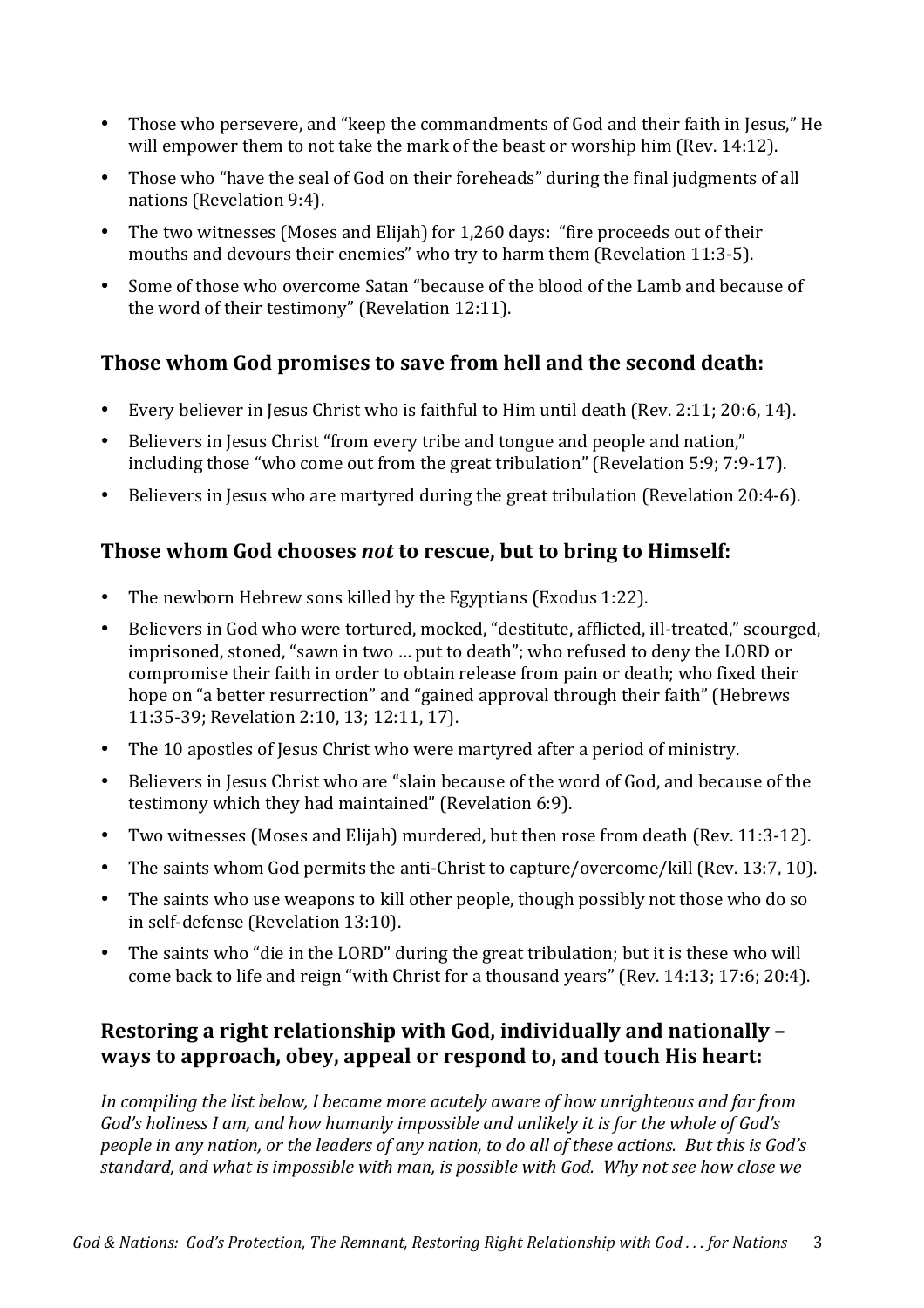- Those who persevere, and "keep the commandments of God and their faith in Jesus," He will empower them to not take the mark of the beast or worship him (Rev. 14:12).
- Those who "have the seal of God on their foreheads" during the final judgments of all nations (Revelation 9:4).
- The two witnesses (Moses and Elijah) for 1,260 days: "fire proceeds out of their mouths and devours their enemies" who try to harm them (Revelation 11:3-5).
- Some of those who overcome Satan "because of the blood of the Lamb and because of the word of their testimony" (Revelation 12:11).

## Those whom God promises to save from hell and the second death:

- Every believer in Jesus Christ who is faithful to Him until death (Rev. 2:11; 20:6, 14).
- Believers in Jesus Christ "from every tribe and tongue and people and nation," including those "who come out from the great tribulation" (Revelation 5:9; 7:9-17).
- Believers in Jesus who are martyred during the great tribulation (Revelation 20:4-6).

## Those whom God chooses *not* to rescue, but to bring to Himself:

- The newborn Hebrew sons killed by the Egyptians (Exodus 1:22).
- Believers in God who were tortured, mocked, "destitute, afflicted, ill-treated," scourged, imprisoned, stoned, "sawn in two … put to death"; who refused to deny the LORD or compromise their faith in order to obtain release from pain or death; who fixed their hope on "a better resurrection" and "gained approval through their faith" (Hebrews 11:35-39; Revelation 2:10, 13; 12:11, 17).
- The 10 apostles of Jesus Christ who were martyred after a period of ministry.
- Believers in Jesus Christ who are "slain because of the word of God, and because of the testimony which they had maintained" (Revelation 6:9).
- Two witnesses (Moses and Elijah) murdered, but then rose from death (Rev. 11:3-12).
- The saints whom God permits the anti-Christ to capture/overcome/kill (Rev. 13:7, 10).
- The saints who use weapons to kill other people, though possibly not those who do so in self-defense (Revelation 13:10).
- The saints who "die in the LORD" during the great tribulation; but it is these who will come back to life and reign "with Christ for a thousand years" (Rev. 14:13; 17:6; 20:4).

## Restoring a right relationship with God, individually and nationally – ways to approach, obey, appeal or respond to, and touch His heart:

*In compiling the list below, I became more acutely aware of how unrighteous and far from God's holiness I am, and how humanly impossible and unlikely it is for the whole of God's people in any nation, or the leaders of any nation, to do all of these actions. But this is God's standard, and what is impossible with man, is possible with God. Why not see how close we*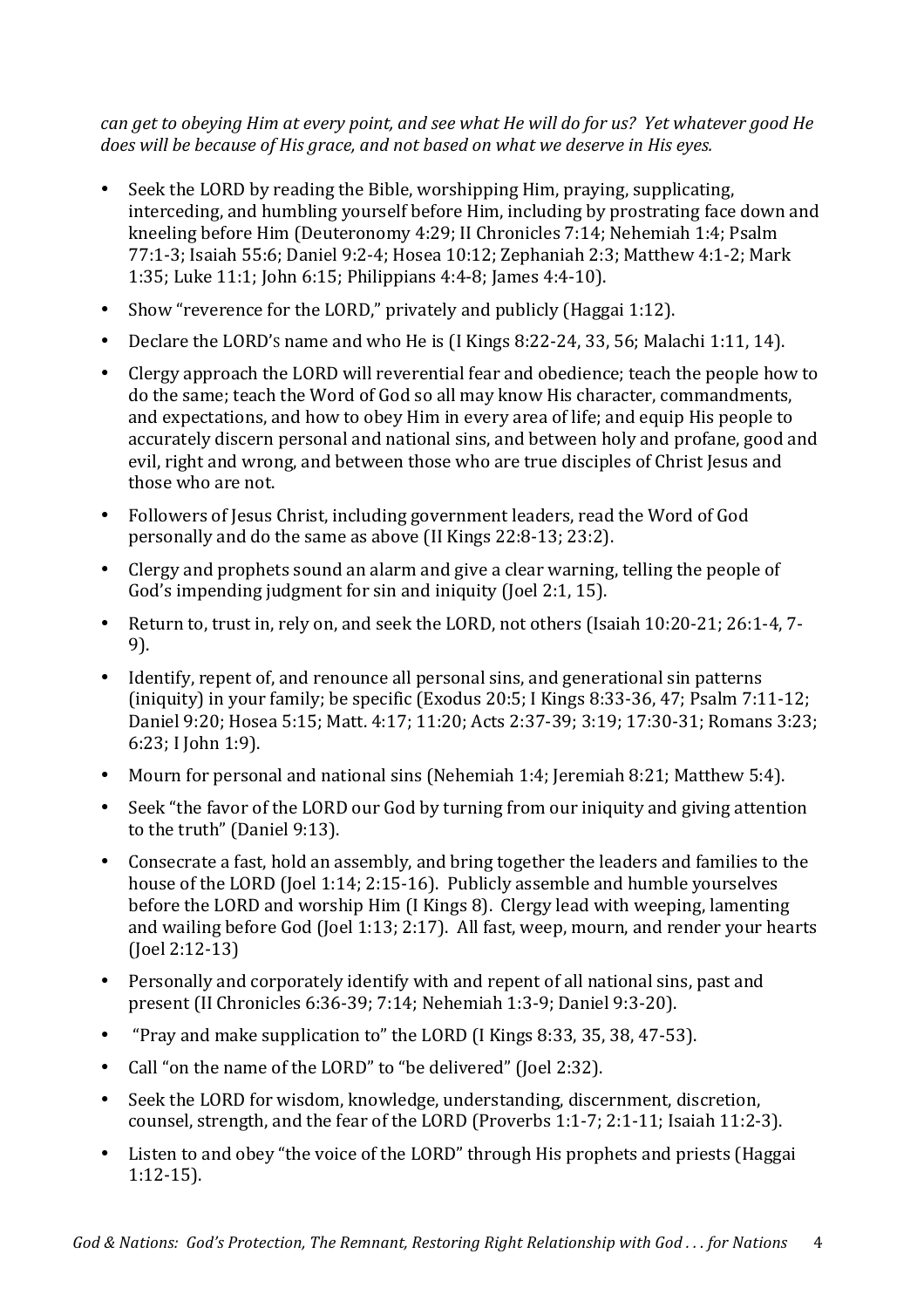*can get to obeying Him at every point, and see what He will do for us? Yet whatever good He does will be because of His grace, and not based on what we deserve in His eyes.*

- Seek the LORD by reading the Bible, worshipping Him, praying, supplicating, interceding, and humbling yourself before Him, including by prostrating face down and kneeling before Him (Deuteronomy 4:29; II Chronicles 7:14; Nehemiah 1:4; Psalm 77:1-3; Isaiah 55:6; Daniel 9:2-4; Hosea 10:12; Zephaniah 2:3; Matthew 4:1-2; Mark 1:35; Luke 11:1; John 6:15; Philippians 4:4-8; James 4:4-10).
- Show "reverence for the LORD," privately and publicly (Haggai 1:12).
- Declare the LORD's name and who He is (I Kings 8:22-24, 33, 56; Malachi 1:11, 14).
- Clergy approach the LORD will reverential fear and obedience; teach the people how to do the same; teach the Word of God so all may know His character, commandments, and expectations, and how to obey Him in every area of life; and equip His people to accurately discern personal and national sins, and between holy and profane, good and evil, right and wrong, and between those who are true disciples of Christ Jesus and those who are not.
- Followers of Jesus Christ, including government leaders, read the Word of God personally and do the same as above (II Kings 22:8-13; 23:2).
- Clergy and prophets sound an alarm and give a clear warning, telling the people of God's impending judgment for sin and iniquity (Joel 2:1, 15).
- Return to, trust in, rely on, and seek the LORD, not others (Isaiah 10:20-21; 26:1-4, 7-9).
- Identify, repent of, and renounce all personal sins, and generational sin patterns (iniquity) in your family; be specific (Exodus 20:5; I Kings 8:33-36, 47; Psalm 7:11-12; Daniel 9:20; Hosea 5:15; Matt. 4:17; 11:20; Acts 2:37-39; 3:19; 17:30-31; Romans 3:23; 6:23; I John 1:9).
- Mourn for personal and national sins (Nehemiah 1:4; Jeremiah 8:21; Matthew 5:4).
- Seek "the favor of the LORD our God by turning from our iniquity and giving attention to the truth" (Daniel 9:13).
- Consecrate a fast, hold an assembly, and bring together the leaders and families to the house of the LORD (Joel 1:14; 2:15-16). Publicly assemble and humble yourselves before the LORD and worship Him (I Kings 8). Clergy lead with weeping, lamenting and wailing before God (Joel 1:13; 2:17). All fast, weep, mourn, and render your hearts (Joel 2:12-13)
- Personally and corporately identify with and repent of all national sins, past and present (II Chronicles 6:36-39; 7:14; Nehemiah 1:3-9; Daniel 9:3-20).
- "Pray and make supplication to" the LORD (I Kings 8:33, 35, 38, 47-53).
- Call "on the name of the LORD" to "be delivered" (Joel 2:32).
- Seek the LORD for wisdom, knowledge, understanding, discernment, discretion, counsel, strength, and the fear of the LORD (Proverbs 1:1-7; 2:1-11; Isaiah 11:2-3).
- Listen to and obey "the voice of the LORD" through His prophets and priests (Haggai 1:12-15).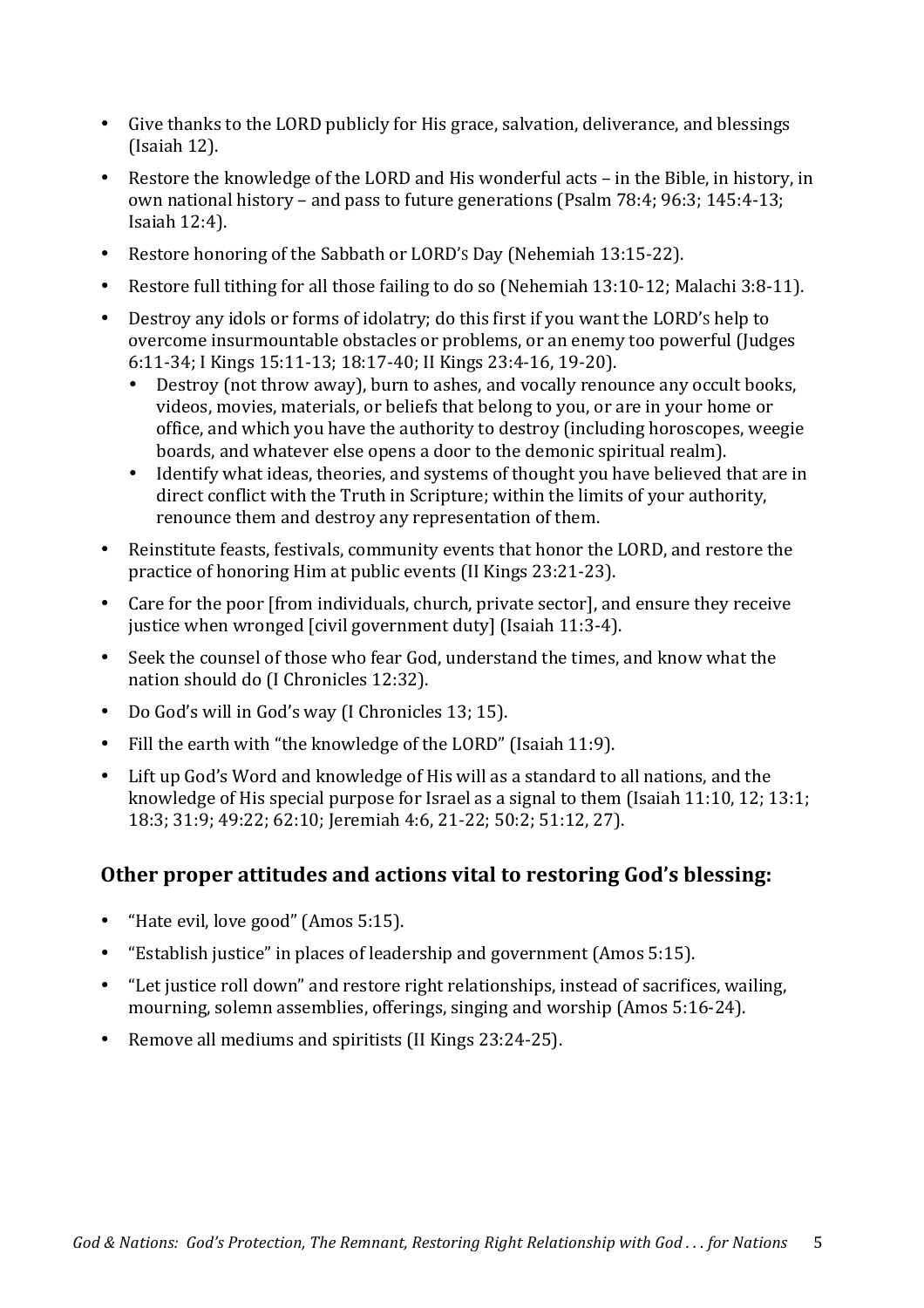- Give thanks to the LORD publicly for His grace, salvation, deliverance, and blessings (Isaiah 12).
- Restore the knowledge of the LORD and His wonderful acts – in the Bible, in history, in own national history – and pass to future generations (Psalm 78:4; 96:3; 145:4-13; Isaiah 12:4).
- Restore honoring of the Sabbath or LORD'S Day (Nehemiah 13:15-22).
- Restore full tithing for all those failing to do so (Nehemiah 13:10-12; Malachi 3:8-11).
- Destroy any idols or forms of idolatry; do this first if you want the LORD'S help to overcome insurmountable obstacles or problems, or an enemy too powerful (Judges 6:11-34; I Kings 15:11-13; 18:17-40; II Kings 23:4-16, 19-20).
  - Destroy (not throw away), burn to ashes, and vocally renounce any occult books, videos, movies, materials, or beliefs that belong to you, or are in your home or office, and which you have the authority to destroy (including horoscopes, weegie boards, and whatever else opens a door to the demonic spiritual realm).
  - Identify what ideas, theories, and systems of thought you have believed that are in direct conflict with the Truth in Scripture; within the limits of your authority, renounce them and destroy any representation of them.
- Reinstitute feasts, festivals, community events that honor the LORD, and restore the practice of honoring Him at public events (II Kings 23:21-23).
- Care for the poor [from individuals, church, private sector], and ensure they receive justice when wronged [civil government duty] (Isaiah 11:3-4).
- Seek the counsel of those who fear God, understand the times, and know what the nation should do (I Chronicles 12:32).
- Do God's will in God's way (I Chronicles 13; 15).
- Fill the earth with "the knowledge of the LORD" (Isaiah 11:9).
- Lift up God's Word and knowledge of His will as a standard to all nations, and the knowledge of His special purpose for Israel as a signal to them (Isaiah 11:10, 12; 13:1; 18:3; 31:9; 49:22; 62:10; Jeremiah 4:6, 21-22; 50:2; 51:12, 27).

## Other proper attitudes and actions vital to restoring God's blessing:

- "Hate evil, love good" (Amos 5:15).
- "Establish justice" in places of leadership and government (Amos 5:15).
- "Let justice roll down" and restore right relationships, instead of sacrifices, wailing, mourning, solemn assemblies, offerings, singing and worship (Amos 5:16-24).
- Remove all mediums and spiritists (II Kings 23:24-25).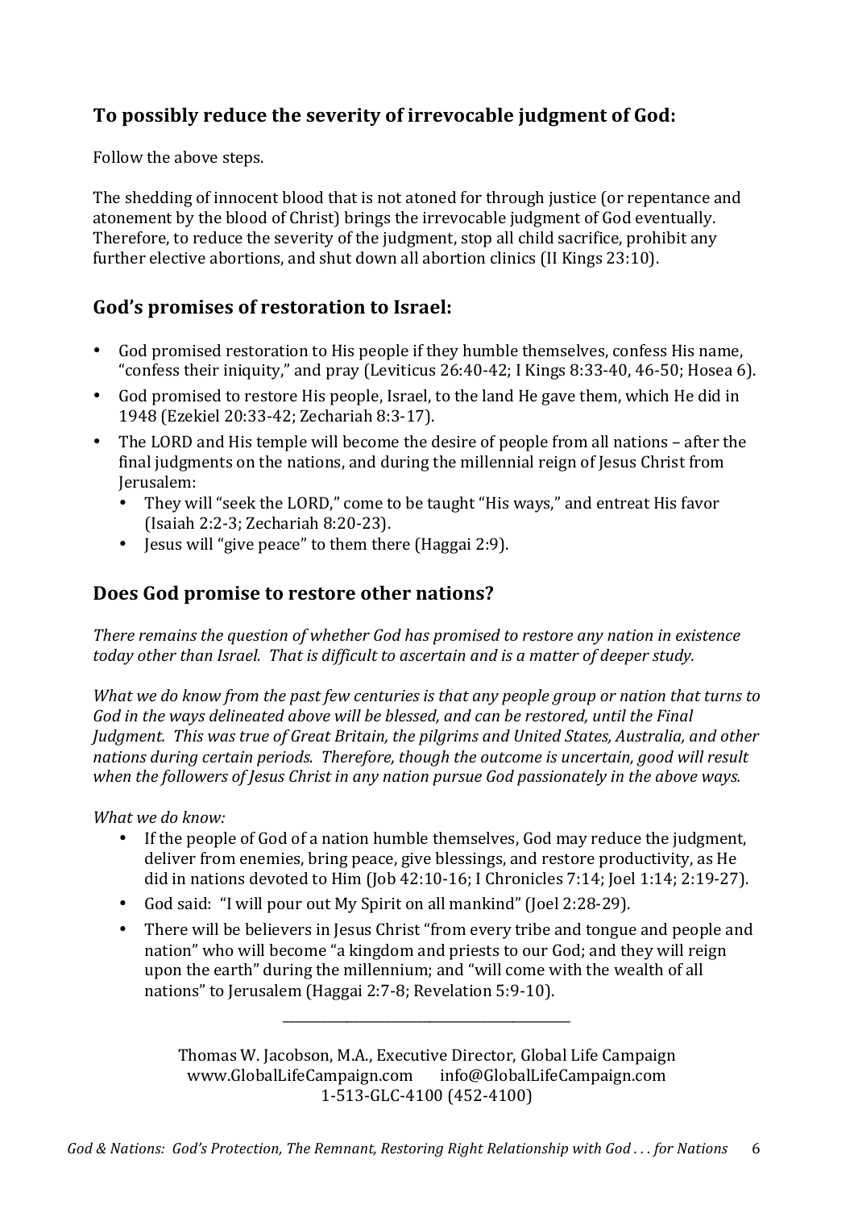## To possibly reduce the severity of irrevocable judgment of God:

Follow the above steps.

The shedding of innocent blood that is not atoned for through justice (or repentance and atonement by the blood of Christ) brings the irrevocable judgment of God eventually. Therefore, to reduce the severity of the judgment, stop all child sacrifice, prohibit any further elective abortions, and shut down all abortion clinics (II Kings 23:10).

## God's promises of restoration to Israel:

- God promised restoration to His people if they humble themselves, confess His name, "confess their iniquity," and pray (Leviticus 26:40-42; I Kings 8:33-40, 46-50; Hosea 6).
- God promised to restore His people, Israel, to the land He gave them, which He did in 1948 (Ezekiel 20:33-42; Zechariah 8:3-17).
- The LORD and His temple will become the desire of people from all nations – after the final judgments on the nations, and during the millennial reign of Jesus Christ from Jerusalem:
  - They will "seek the LORD," come to be taught "His ways," and entreat His favor (Isaiah 2:2-3; Zechariah 8:20-23).
  - Jesus will "give peace" to them there (Haggai 2:9).

## Does God promise to restore other nations?

*There remains the question of whether God has promised to restore any nation in existence today other than Israel. That is difficult to ascertain and is a matter of deeper study.*

*What we do know from the past few centuries is that any people group or nation that turns to God in the ways delineated above will be blessed, and can be restored, until the Final Judgment. This was true of Great Britain, the pilgrims and United States, Australia, and other nations during certain periods. Therefore, though the outcome is uncertain, good will result when the followers of Jesus Christ in any nation pursue God passionately in the above ways.*

*What we do know:*

- If the people of God of a nation humble themselves, God may reduce the judgment, deliver from enemies, bring peace, give blessings, and restore productivity, as He did in nations devoted to Him (Job 42:10-16; I Chronicles 7:14; Joel 1:14; 2:19-27).
- God said: "I will pour out My Spirit on all mankind" (Joel 2:28-29).
- There will be believers in Jesus Christ "from every tribe and tongue and people and nation" who will become "a kingdom and priests to our God; and they will reign upon the earth" during the millennium; and "will come with the wealth of all nations" to Jerusalem (Haggai 2:7-8; Revelation 5:9-10).

---

Thomas W. Jacobson, M.A., Executive Director, Global Life Campaign
www.GlobalLifeCampaign.com info@GlobalLifeCampaign.com
1-513-GLC-4100 (452-4100)